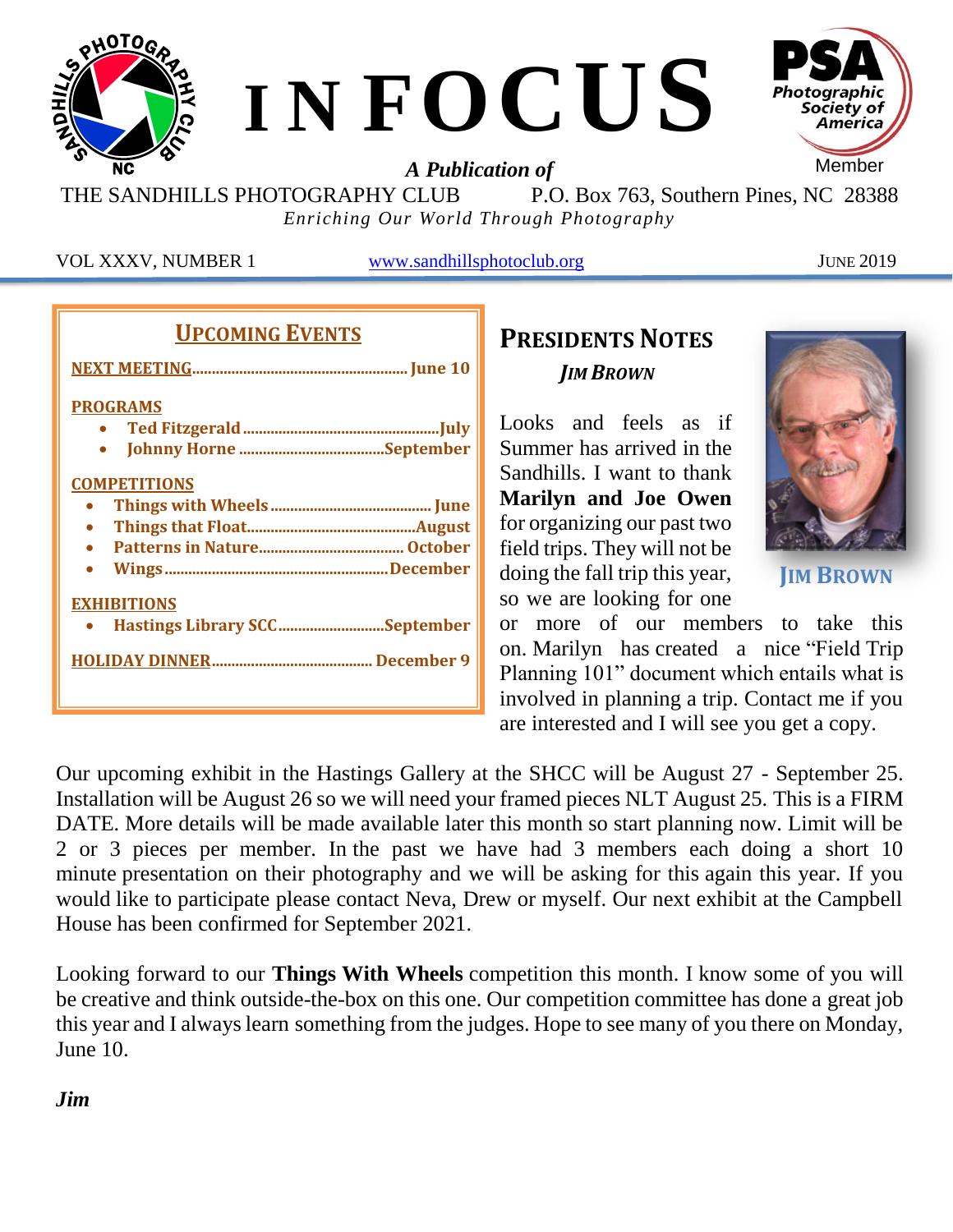# INFOCUS

***A Publication of***

THE SANDHILLS PHOTOGRAPHY CLUB P.O. Box 763, Southern Pines, NC 28388

*Enriching Our World Through Photography*

PSA Photographic Society of America Member

VOL XXXV, NUMBER 1 | www.sandhillsphotoclub.org | JUNE 2019

## UPCOMING EVENTS

**NEXT MEETING....................................................... June 10**

**PROGRAMS**

- **Ted Fitzgerald.................................................July**
- **Johnny Horne ....................................September**

**COMPETITIONS**

- **Things with Wheels......................................... June**
- **Things that Float...........................................August**
- **Patterns in Nature.................................... October**
- **Wings........................................................December**

**EXHIBITIONS**

- **Hastings Library SCC..........................September**

**HOLIDAY DINNER........................................ December 9**

## PRESIDENTS NOTES

***JIM BROWN***

**JIM BROWN**

Looks and feels as if Summer has arrived in the Sandhills. I want to thank **Marilyn and Joe Owen** for organizing our past two field trips. They will not be doing the fall trip this year, so we are looking for one or more of our members to take this on. Marilyn has created a nice "Field Trip Planning 101" document which entails what is involved in planning a trip. Contact me if you are interested and I will see you get a copy.

Our upcoming exhibit in the Hastings Gallery at the SHCC will be August 27 - September 25. Installation will be August 26 so we will need your framed pieces NLT August 25. This is a FIRM DATE. More details will be made available later this month so start planning now. Limit will be 2 or 3 pieces per member. In the past we have had 3 members each doing a short 10 minute presentation on their photography and we will be asking for this again this year. If you would like to participate please contact Neva, Drew or myself. Our next exhibit at the Campbell House has been confirmed for September 2021.

Looking forward to our **Things With Wheels** competition this month. I know some of you will be creative and think outside-the-box on this one. Our competition committee has done a great job this year and I always learn something from the judges. Hope to see many of you there on Monday, June 10.

***Jim***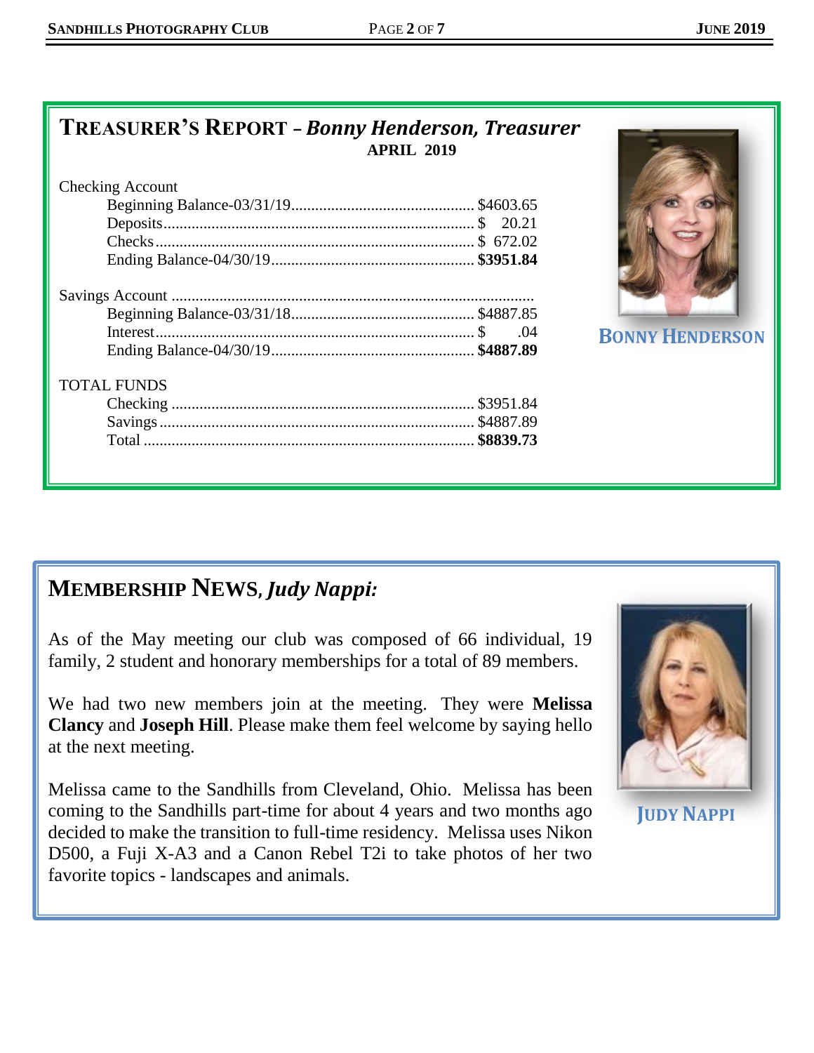## TREASURER'S REPORT – *Bonny Henderson, Treasurer*

**APRIL 2019**

Checking Account

| | |
|---|---|
| Beginning Balance-03/31/19 | $4603.65 |
| Deposits | $ 20.21 |
| Checks | $ 672.02 |
| Ending Balance-04/30/19 | **$3951.84** |

Savings Account

| | |
|---|---|
| Beginning Balance-03/31/18 | $4887.85 |
| Interest | $ .04 |
| Ending Balance-04/30/19 | **$4887.89** |

TOTAL FUNDS

| | |
|---|---|
| Checking | $3951.84 |
| Savings | $4887.89 |
| Total | **$8839.73** |

BONNY HENDERSON

## MEMBERSHIP NEWS, *Judy Nappi:*

As of the May meeting our club was composed of 66 individual, 19 family, 2 student and honorary memberships for a total of 89 members.

We had two new members join at the meeting. They were **Melissa Clancy** and **Joseph Hill**. Please make them feel welcome by saying hello at the next meeting.

Melissa came to the Sandhills from Cleveland, Ohio. Melissa has been coming to the Sandhills part-time for about 4 years and two months ago decided to make the transition to full-time residency. Melissa uses Nikon D500, a Fuji X-A3 and a Canon Rebel T2i to take photos of her two favorite topics - landscapes and animals.

JUDY NAPPI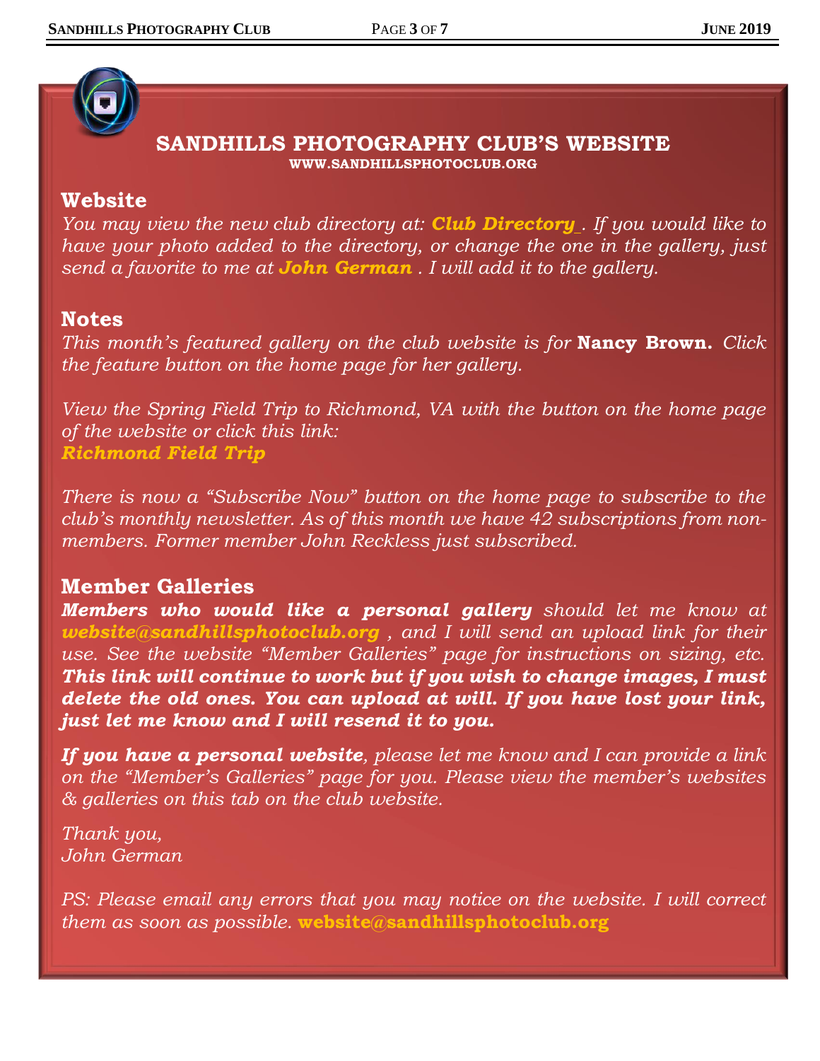# SANDHILLS PHOTOGRAPHY CLUB'S WEBSITE

**WWW.SANDHILLSPHOTOCLUB.ORG**

## Website

*You may view the new club directory at:* ***Club Directory*** *. If you would like to have your photo added to the directory, or change the one in the gallery, just send a favorite to me at* ***John German*** *. I will add it to the gallery.*

## Notes

*This month's featured gallery on the club website is for* **Nancy Brown.** *Click the feature button on the home page for her gallery.*

*View the Spring Field Trip to Richmond, VA with the button on the home page of the website or click this link:*
***Richmond Field Trip***

*There is now a "Subscribe Now" button on the home page to subscribe to the club's monthly newsletter. As of this month we have 42 subscriptions from non-members. Former member John Reckless just subscribed.*

## Member Galleries

***Members who would like a personal gallery*** *should let me know at* ***website@sandhillsphotoclub.org*** *, and I will send an upload link for their use. See the website "Member Galleries" page for instructions on sizing, etc.* ***This link will continue to work but if you wish to change images, I must delete the old ones. You can upload at will. If you have lost your link, just let me know and I will resend it to you.***

***If you have a personal website****, please let me know and I can provide a link on the "Member's Galleries" page for you. Please view the member's websites & galleries on this tab on the club website.*

*Thank you,*
*John German*

*PS: Please email any errors that you may notice on the website. I will correct them as soon as possible.* **website@sandhillsphotoclub.org**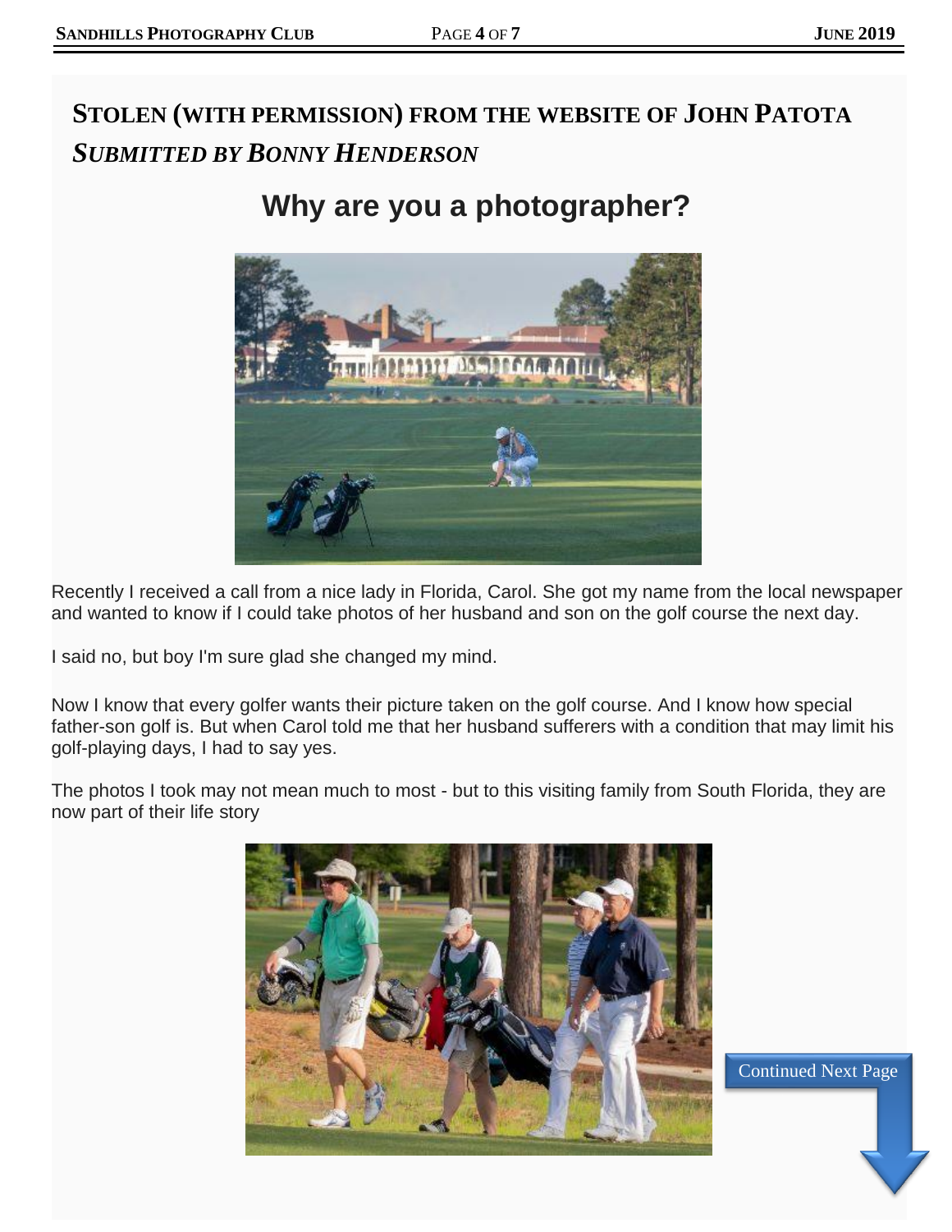## STOLEN (WITH PERMISSION) FROM THE WEBSITE OF JOHN PATOTA

***SUBMITTED BY BONNY HENDERSON***

# Why are you a photographer?

Recently I received a call from a nice lady in Florida, Carol. She got my name from the local newspaper and wanted to know if I could take photos of her husband and son on the golf course the next day.

I said no, but boy I'm sure glad she changed my mind.

Now I know that every golfer wants their picture taken on the golf course. And I know how special father-son golf is. But when Carol told me that her husband sufferers with a condition that may limit his golf-playing days, I had to say yes.

The photos I took may not mean much to most - but to this visiting family from South Florida, they are now part of their life story

Continued Next Page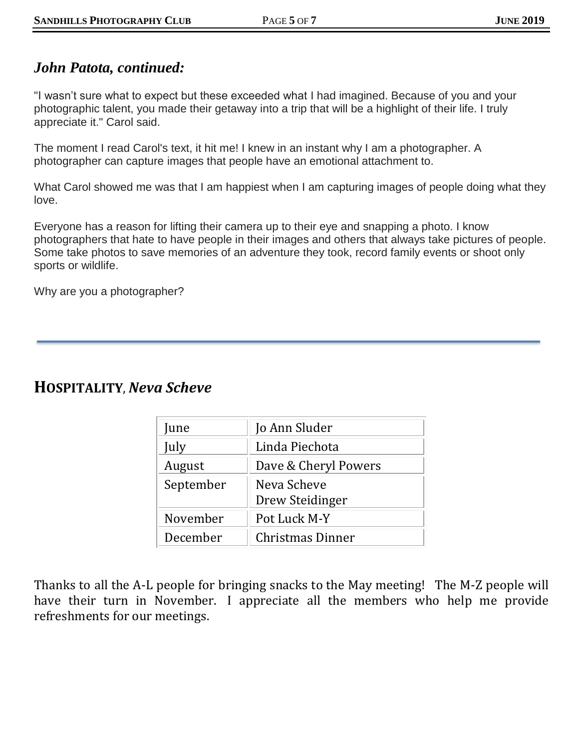## *John Patota, continued:*

"I wasn't sure what to expect but these exceeded what I had imagined. Because of you and your photographic talent, you made their getaway into a trip that will be a highlight of their life. I truly appreciate it." Carol said.

The moment I read Carol's text, it hit me! I knew in an instant why I am a photographer. A photographer can capture images that people have an emotional attachment to.

What Carol showed me was that I am happiest when I am capturing images of people doing what they love.

Everyone has a reason for lifting their camera up to their eye and snapping a photo. I know photographers that hate to have people in their images and others that always take pictures of people. Some take photos to save memories of an adventure they took, record family events or shoot only sports or wildlife.

Why are you a photographer?

---

## **HOSPITALITY**, *Neva Scheve*

| | |
|---|---|
| June | Jo Ann Sluder |
| July | Linda Piechota |
| August | Dave & Cheryl Powers |
| September | Neva Scheve<br>Drew Steidinger |
| November | Pot Luck M-Y |
| December | Christmas Dinner |

Thanks to all the A-L people for bringing snacks to the May meeting! The M-Z people will have their turn in November. I appreciate all the members who help me provide refreshments for our meetings.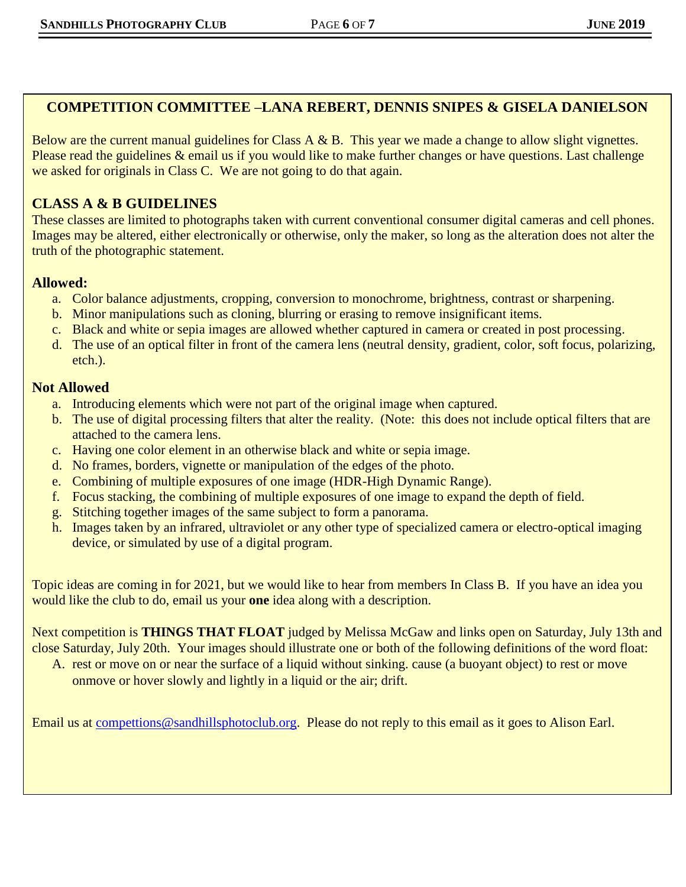## COMPETITION COMMITTEE –LANA REBERT, DENNIS SNIPES & GISELA DANIELSON

Below are the current manual guidelines for Class A & B. This year we made a change to allow slight vignettes. Please read the guidelines & email us if you would like to make further changes or have questions. Last challenge we asked for originals in Class C. We are not going to do that again.

### CLASS A & B GUIDELINES

These classes are limited to photographs taken with current conventional consumer digital cameras and cell phones. Images may be altered, either electronically or otherwise, only the maker, so long as the alteration does not alter the truth of the photographic statement.

**Allowed:**

a. Color balance adjustments, cropping, conversion to monochrome, brightness, contrast or sharpening.
b. Minor manipulations such as cloning, blurring or erasing to remove insignificant items.
c. Black and white or sepia images are allowed whether captured in camera or created in post processing.
d. The use of an optical filter in front of the camera lens (neutral density, gradient, color, soft focus, polarizing, etch.).

**Not Allowed**

a. Introducing elements which were not part of the original image when captured.
b. The use of digital processing filters that alter the reality. (Note: this does not include optical filters that are attached to the camera lens.
c. Having one color element in an otherwise black and white or sepia image.
d. No frames, borders, vignette or manipulation of the edges of the photo.
e. Combining of multiple exposures of one image (HDR-High Dynamic Range).
f. Focus stacking, the combining of multiple exposures of one image to expand the depth of field.
g. Stitching together images of the same subject to form a panorama.
h. Images taken by an infrared, ultraviolet or any other type of specialized camera or electro-optical imaging device, or simulated by use of a digital program.

Topic ideas are coming in for 2021, but we would like to hear from members In Class B. If you have an idea you would like the club to do, email us your **one** idea along with a description.

Next competition is **THINGS THAT FLOAT** judged by Melissa McGaw and links open on Saturday, July 13th and close Saturday, July 20th. Your images should illustrate one or both of the following definitions of the word float:

A. rest or move on or near the surface of a liquid without sinking. cause (a buoyant object) to rest or move onmove or hover slowly and lightly in a liquid or the air; drift.

Email us at competions@sandhillsphotoclub.org. Please do not reply to this email as it goes to Alison Earl.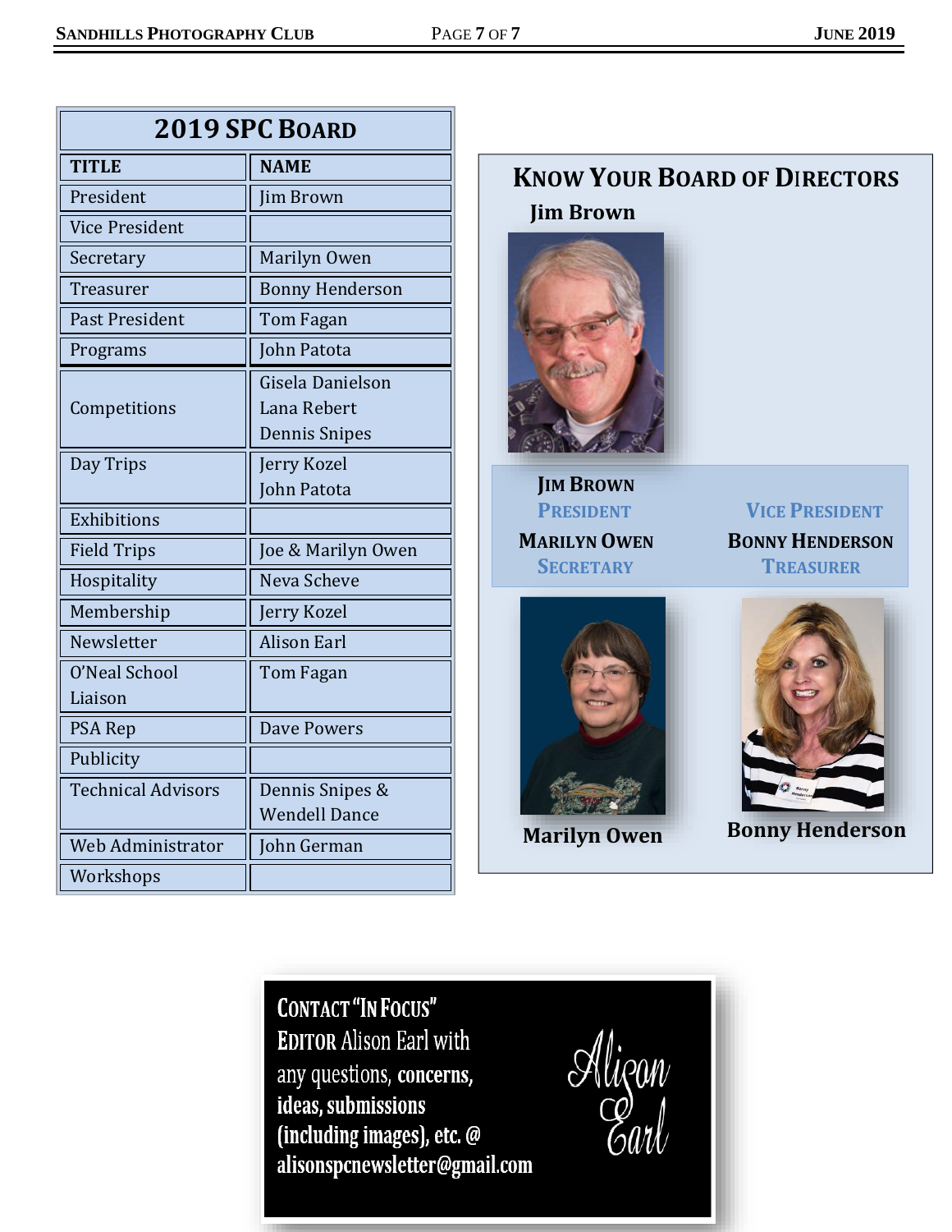## 2019 SPC Board

| TITLE | NAME |
|---|---|
| President | Jim Brown |
| Vice President | |
| Secretary | Marilyn Owen |
| Treasurer | Bonny Henderson |
| Past President | Tom Fagan |
| Programs | John Patota |
| Competitions | Gisela Danielson<br>Lana Rebert<br>Dennis Snipes |
| Day Trips | Jerry Kozel<br>John Patota |
| Exhibitions | |
| Field Trips | Joe & Marilyn Owen |
| Hospitality | Neva Scheve |
| Membership | Jerry Kozel |
| Newsletter | Alison Earl |
| O'Neal School Liaison | Tom Fagan |
| PSA Rep | Dave Powers |
| Publicity | |
| Technical Advisors | Dennis Snipes & Wendell Dance |
| Web Administrator | John German |
| Workshops | |

## Know Your Board of Directors

**Jim Brown**

**Jim Brown**
President

Vice President

**Marilyn Owen**
Secretary

**Bonny Henderson**
Treasurer

**Marilyn Owen**

**Bonny Henderson**

---

**Contact "In Focus" Editor** Alison Earl with any questions, **concerns, ideas, submissions (including images), etc. @ alisonspcnewsletter@gmail.com**

Alison Earl